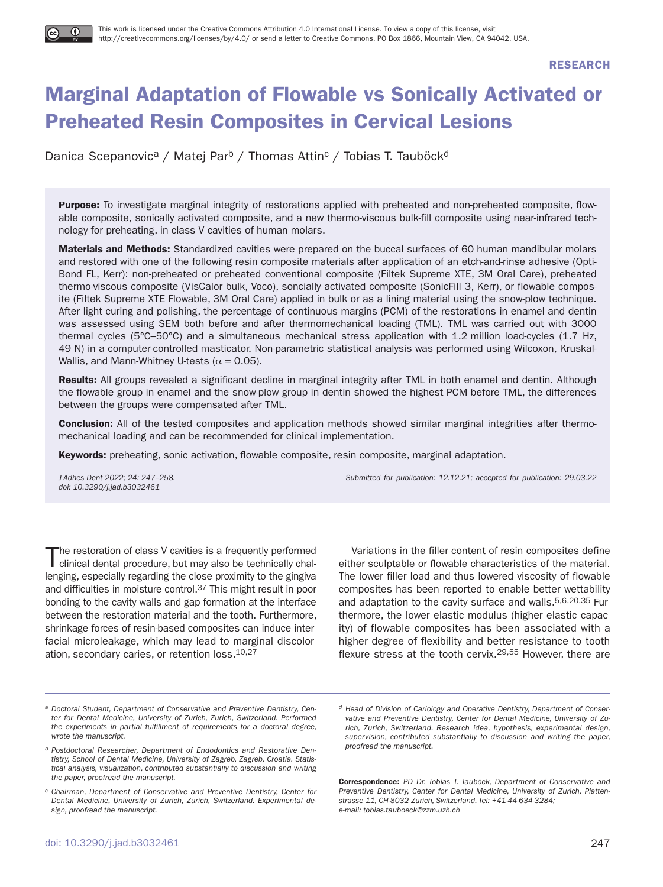This work is licensed under the Creative Commons Attribution 4.0 International License. To view a copy of this license, visit http://creativecommons.org/licenses/by/4.0/ or send a letter to Creative Commons, PO Box 1866, Mountain View, CA 94042, USA.

RESEARCH

# Marginal Adaptation of Flowable vs Sonically Activated or Preheated Resin Composites in Cervical Lesions

Danica Scepanovic[a] / Matej Par[b] / Thomas Attin[c] / Tobias T. Tauböck[d]

**Purpose:** To investigate marginal integrity of restorations applied with preheated and non-preheated composite, flowable composite, sonically activated composite, and a new thermo-viscous bulk-fill composite using near-infrared technology for preheating, in class V cavities of human molars.

**Materials and Methods:** Standardized cavities were prepared on the buccal surfaces of 60 human mandibular molars and restored with one of the following resin composite materials after application of an etch-and-rinse adhesive (OptiBond FL, Kerr): non-preheated or preheated conventional composite (Filtek Supreme XTE, 3M Oral Care), preheated thermo-viscous composite (VisCalor bulk, Voco), socially activated composite (SonicFill 3, Kerr), or flowable composite (Filtek Supreme XTE Flowable, 3M Oral Care) applied in bulk or as a lining material using the snow-plow technique. After light curing and polishing, the percentage of continuous margins (PCM) of the restorations in enamel and dentin was assessed using SEM both before and after thermomechanical loading (TML). TML was carried out with 3000 thermal cycles (5°C–50°C) and a simultaneous mechanical stress application with 1.2 million load-cycles (1.7 Hz, 49 N) in a computer-controlled masticator. Non-parametric statistical analysis was performed using Wilcoxon, Kruskal-Wallis, and Mann-Whitney U-tests ($\alpha = 0.05$).

**Results:** All groups revealed a significant decline in marginal integrity after TML in both enamel and dentin. Although the flowable group in enamel and the snow-plow group in dentin showed the highest PCM before TML, the differences between the groups were compensated after TML.

**Conclusion:** All of the tested composites and application methods showed similar marginal integrities after thermomechanical loading and can be recommended for clinical implementation.

**Keywords:** preheating, sonic activation, flowable composite, resin composite, marginal adaptation.

*J Adhes Dent 2022; 24: 247–258.*
*doi: 10.3290/j.jad.b3032461*

*Submitted for publication: 12.12.21; accepted for publication: 29.03.22*

The restoration of class V cavities is a frequently performed clinical dental procedure, but may also be technically challenging, especially regarding the close proximity to the gingiva and difficulties in moisture control.[37] This might result in poor bonding to the cavity walls and gap formation at the interface between the restoration material and the tooth. Furthermore, shrinkage forces of resin-based composites can induce interfacial microleakage, which may lead to marginal discoloration, secondary caries, or retention loss.[10,27]

Variations in the filler content of resin composites define either sculptable or flowable characteristics of the material. The lower filler load and thus lowered viscosity of flowable composites has been reported to enable better wettability and adaptation to the cavity surface and walls.[5,6,20,35] Furthermore, the lower elastic modulus (higher elastic capacity) of flowable composites has been associated with a higher degree of flexibility and better resistance to tooth flexure stress at the tooth cervix.[29,55] However, there are

---

[a] Doctoral Student, Department of Conservative and Preventive Dentistry, Center for Dental Medicine, University of Zurich, Zurich, Switzerland. Performed the experiments in partial fulfillment of requirements for a doctoral degree, wrote the manuscript.

[b] Postdoctoral Researcher, Department of Endodontics and Restorative Dentistry, School of Dental Medicine, University of Zagreb, Zagreb, Croatia. Statistical analysis, visualization, contributed substantially to discussion and writing the paper, proofread the manuscript.

[c] Chairman, Department of Conservative and Preventive Dentistry, Center for Dental Medicine, University of Zurich, Zurich, Switzerland. Experimental design, proofread the manuscript.

[d] Head of Division of Cariology and Operative Dentistry, Department of Conservative and Preventive Dentistry, Center for Dental Medicine, University of Zurich, Zurich, Switzerland. Research idea, hypothesis, experimental design, supervision, contributed substantially to discussion and writing the paper, proofread the manuscript.

**Correspondence:** PD Dr. Tobias T. Tauböck, Department of Conservative and Preventive Dentistry, Center for Dental Medicine, University of Zurich, Plattenstrasse 11, CH-8032 Zurich, Switzerland. Tel: +41-44-634-3284; e-mail: tobias.tauboeck@zzm.uzh.ch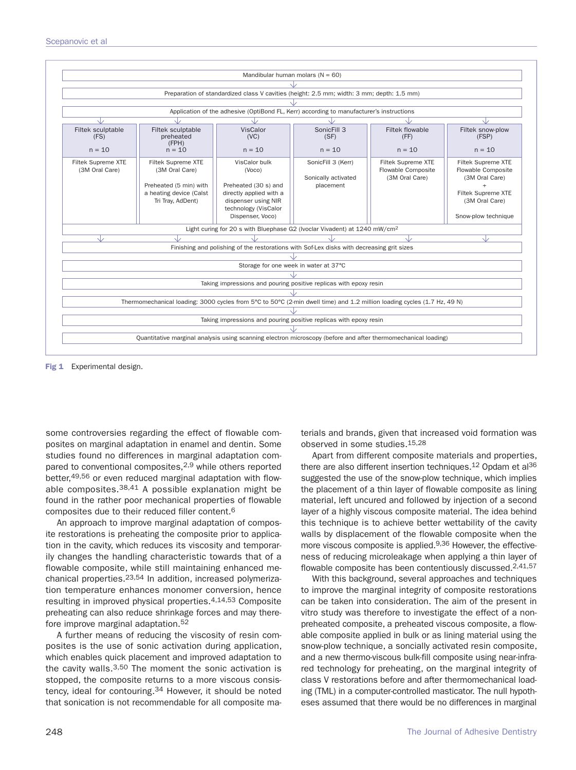Mandibular human molars (N = 60)

Preparation of standardized class V cavities (height: 2.5 mm; width: 3 mm; depth: 1.5 mm)

Application of the adhesive (OptiBond FL, Kerr) according to manufacturer's instructions

| Filtek sculptable (FS) n = 10 | Filtek sculptable preheated (FPH) n = 10 | VisCalor (VC) n = 10 | SonicFill 3 (SF) n = 10 | Filtek flowable (FF) n = 10 | Filtek snow-plow (FSP) n = 10 |
|---|---|---|---|---|---|
| Filtek Supreme XTE (3M Oral Care) | Filtek Supreme XTE (3M Oral Care) Preheated (5 min) with a heating device (Calst Tri Tray, AdDent) | VisCalor bulk (Voco) Preheated (30 s) and directly applied with a dispenser using NIR technology (VisCalor Dispenser, Voco) | SonicFill 3 (Kerr) Sonically activated placement | Filtek Supreme XTE Flowable Composite (3M Oral Care) | Filtek Supreme XTE Flowable Composite (3M Oral Care) + Filtek Supreme XTE (3M Oral Care) Snow-plow technique |

Light curing for 20 s with Bluephase G2 (Ivoclar Vivadent) at 1240 mW/cm²

Finishing and polishing of the restorations with Sof-Lex disks with decreasing grit sizes

Storage for one week in water at 37°C

Taking impressions and pouring positive replicas with epoxy resin

Thermomechanical loading: 3000 cycles from 5°C to 50°C (2-min dwell time) and 1.2 million loading cycles (1.7 Hz, 49 N)

Taking impressions and pouring positive replicas with epoxy resin

Quantitative marginal analysis using scanning electron microscopy (before and after thermomechanical loading)

**Fig 1** Experimental design.

some controversies regarding the effect of flowable composites on marginal adaptation in enamel and dentin. Some studies found no differences in marginal adaptation compared to conventional composites,[2,9] while others reported better,[49,56] or even reduced marginal adaptation with flowable composites.[38,41] A possible explanation might be found in the rather poor mechanical properties of flowable composites due to their reduced filler content.[6]

An approach to improve marginal adaptation of composite restorations is preheating the composite prior to application in the cavity, which reduces its viscosity and temporarily changes the handling characteristic towards that of a flowable composite, while still maintaining enhanced mechanical properties.[23,54] In addition, increased polymerization temperature enhances monomer conversion, hence resulting in improved physical properties.[4,14,53] Composite preheating can also reduce shrinkage forces and may therefore improve marginal adaptation.[52]

A further means of reducing the viscosity of resin composites is the use of sonic activation during application, which enables quick placement and improved adaptation to the cavity walls.[3,50] The moment the sonic activation is stopped, the composite returns to a more viscous consistency, ideal for contouring.[34] However, it should be noted that sonication is not recommendable for all composite materials and brands, given that increased void formation was observed in some studies.[15,28]

Apart from different composite materials and properties, there are also different insertion techniques.[12] Opdam et al[36] suggested the use of the snow-plow technique, which implies the placement of a thin layer of flowable composite as lining material, left uncured and followed by injection of a second layer of a highly viscous composite material. The idea behind this technique is to achieve better wettability of the cavity walls by displacement of the flowable composite when the more viscous composite is applied.[9,36] However, the effectiveness of reducing microleakage when applying a thin layer of flowable composite has been contentiously discussed.[2,41,57]

With this background, several approaches and techniques to improve the marginal integrity of composite restorations can be taken into consideration. The aim of the present in vitro study was therefore to investigate the effect of a non-preheated composite, a preheated viscous composite, a flowable composite applied in bulk or as lining material using the snow-plow technique, a soncially activated resin composite, and a new thermo-viscous bulk-fill composite using near-infrared technology for preheating, on the marginal integrity of class V restorations before and after thermomechanical loading (TML) in a computer-controlled masticator. The null hypotheses assumed that there would be no differences in marginal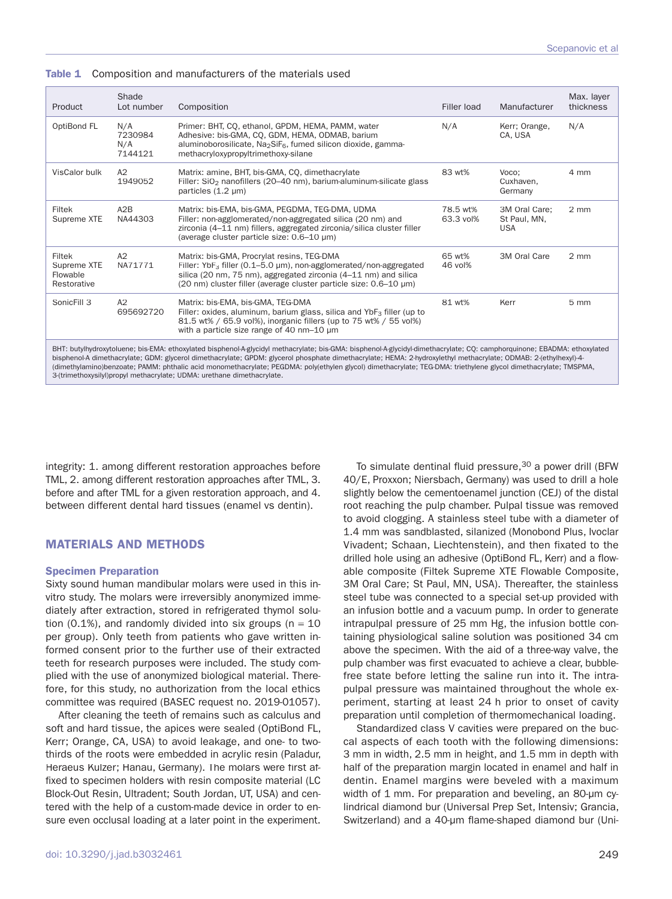**Table 1** Composition and manufacturers of the materials used

| Product | Shade Lot number | Composition | Filler load | Manufacturer | Max. layer thickness |
|---|---|---|---|---|---|
| OptiBond FL | N/A 7230984 N/A 7144121 | Primer: BHT, CQ, ethanol, GPDM, HEMA, PAMM, water Adhesive: bis-GMA, CQ, GDM, HEMA, ODMAB, barium aluminoborosilicate, $Na_2SiF_6$, fumed silicon dioxide, gamma-methacryloxypropyltrimethoxy-silane | N/A | Kerr; Orange, CA, USA | N/A |
| VisCalor bulk | A2 1949052 | Matrix: amine, BHT, bis-GMA, CQ, dimethacrylate Filler: $SiO_2$ nanofillers (20–40 nm), barium-aluminum-silicate glass particles (1.2 µm) | 83 wt% | Voco; Cuxhaven, Germany | 4 mm |
| Filtek Supreme XTE | A2B NA44303 | Matrix: bis-EMA, bis-GMA, PEGDMA, TEG-DMA, UDMA Filler: non-agglomerated/non-aggregated silica (20 nm) and zirconia (4–11 nm) fillers, aggregated zirconia/silica cluster filler (average cluster particle size: 0.6–10 µm) | 78.5 wt% 63.3 vol% | 3M Oral Care; St Paul, MN, USA | 2 mm |
| Filtek Supreme XTE Flowable Restorative | A2 NA71771 | Matrix: bis-GMA, Procrylat resins, TEG-DMA Filler: $YbF_3$ filler (0.1–5.0 µm), non-agglomerated/non-aggregated silica (20 nm, 75 nm), aggregated zirconia (4–11 nm) and silica (20 nm) cluster filler (average cluster particle size: 0.6–10 µm) | 65 wt% 46 vol% | 3M Oral Care | 2 mm |
| SonicFill 3 | A2 695692720 | Matrix: bis-EMA, bis-GMA, TEG-DMA Filler: oxides, aluminum, barium glass, silica and $YbF_3$ filler (up to 81.5 wt% / 65.9 vol%), inorganic fillers (up to 75 wt% / 55 vol%) with a particle size range of 40 nm–10 µm | 81 wt% | Kerr | 5 mm |

BHT: butylhydroxytoluene; bis-EMA: ethoxylated bisphenol-A-glycidyl methacrylate; bis-GMA: bisphenol-A-glycidyl-dimethacrylate; CQ: camphorquinone; EBADMA: ethoxylated bisphenol-A dimethacrylate; GDM: glycerol dimethacrylate; GPDM: glycerol phosphate dimethacrylate; HEMA: 2-hydroxylethyl methacrylate; ODMAB: 2-(ethylhexyl)-4-(dimethylamino)benzoate; PAMM: phthalic acid monomethacrylate; PEGDMA: poly(ethylen glycol) dimethacrylate; TEG-DMA: triethylene glycol dimethacrylate; TMSPMA, 3-(trimethoxysilyl)propyl methacrylate; UDMA: urethane dimethacrylate.

integrity: 1. among different restoration approaches before TML, 2. among different restoration approaches after TML, 3. before and after TML for a given restoration approach, and 4. between different dental hard tissues (enamel vs dentin).

## MATERIALS AND METHODS

### Specimen Preparation

Sixty sound human mandibular molars were used in this in-vitro study. The molars were irreversibly anonymized immediately after extraction, stored in refrigerated thymol solution (0.1%), and randomly divided into six groups (n = 10 per group). Only teeth from patients who gave written informed consent prior to the further use of their extracted teeth for research purposes were included. The study complied with the use of anonymized biological material. Therefore, for this study, no authorization from the local ethics committee was required (BASEC request no. 2019-01057).

After cleaning the teeth of remains such as calculus and soft and hard tissue, the apices were sealed (OptiBond FL, Kerr; Orange, CA, USA) to avoid leakage, and one- to two-thirds of the roots were embedded in acrylic resin (Paladur, Heraeus Kulzer; Hanau, Germany). The molars were first affixed to specimen holders with resin composite material (LC Block-Out Resin, Ultradent; South Jordan, UT, USA) and centered with the help of a custom-made device in order to ensure even occlusal loading at a later point in the experiment.

To simulate dentinal fluid pressure,[30] a power drill (BFW 40/E, Proxxon; Niersbach, Germany) was used to drill a hole slightly below the cementoenamel junction (CEJ) of the distal root reaching the pulp chamber. Pulpal tissue was removed to avoid clogging. A stainless steel tube with a diameter of 1.4 mm was sandblasted, silanized (Monobond Plus, Ivoclar Vivadent; Schaan, Liechtenstein), and then fixated to the drilled hole using an adhesive (OptiBond FL, Kerr) and a flowable composite (Filtek Supreme XTE Flowable Composite, 3M Oral Care; St Paul, MN, USA). Thereafter, the stainless steel tube was connected to a special set-up provided with an infusion bottle and a vacuum pump. In order to generate intrapulpal pressure of 25 mm Hg, the infusion bottle containing physiological saline solution was positioned 34 cm above the specimen. With the aid of a three-way valve, the pulp chamber was first evacuated to achieve a clear, bubble-free state before letting the saline run into it. The intrapulpal pressure was maintained throughout the whole experiment, starting at least 24 h prior to onset of cavity preparation until completion of thermomechanical loading.

Standardized class V cavities were prepared on the buccal aspects of each tooth with the following dimensions: 3 mm in width, 2.5 mm in height, and 1.5 mm in depth with half of the preparation margin located in enamel and half in dentin. Enamel margins were beveled with a maximum width of 1 mm. For preparation and beveling, an 80-µm cylindrical diamond bur (Universal Prep Set, Intensiv; Grancia, Switzerland) and a 40-µm flame-shaped diamond bur (Uni-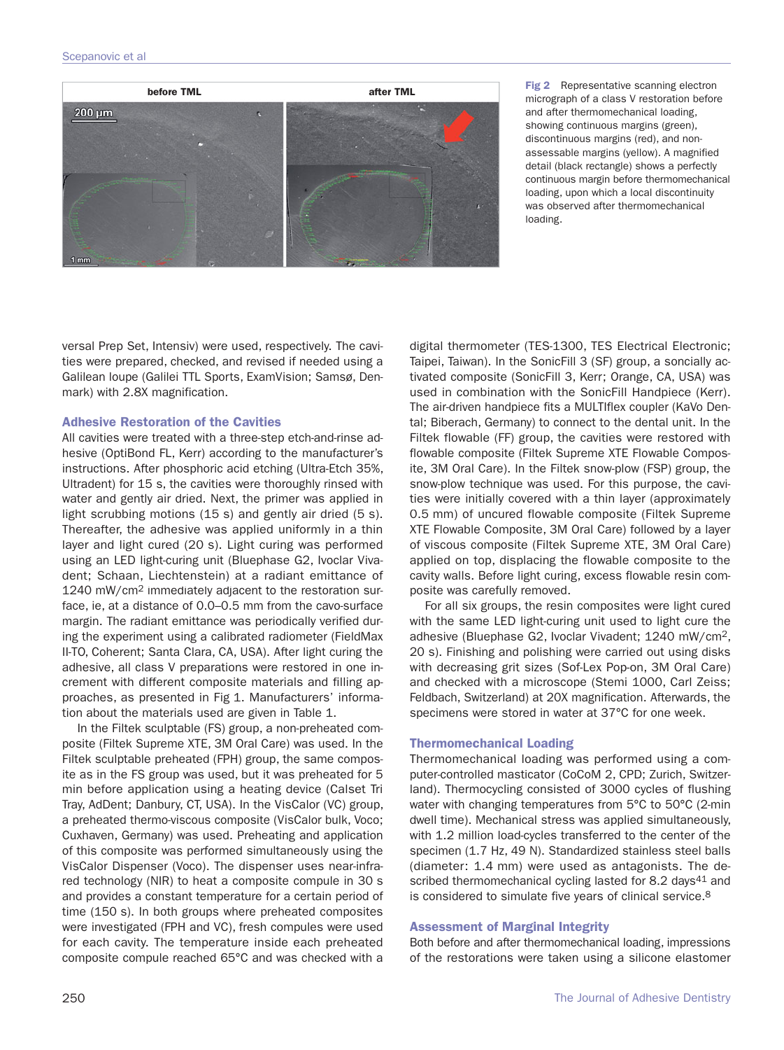Fig 2 Representative scanning electron micrograph of a class V restoration before and after thermomechanical loading, showing continuous margins (green), discontinuous margins (red), and non-assessable margins (yellow). A magnified detail (black rectangle) shows a perfectly continuous margin before thermomechanical loading, upon which a local discontinuity was observed after thermomechanical loading.

versal Prep Set, Intensiv) were used, respectively. The cavities were prepared, checked, and revised if needed using a Galilean loupe (Galilei TTL Sports, ExamVision; Samsø, Denmark) with 2.8X magnification.

### Adhesive Restoration of the Cavities

All cavities were treated with a three-step etch-and-rinse adhesive (OptiBond FL, Kerr) according to the manufacturer's instructions. After phosphoric acid etching (Ultra-Etch 35%, Ultradent) for 15 s, the cavities were thoroughly rinsed with water and gently air dried. Next, the primer was applied in light scrubbing motions (15 s) and gently air dried (5 s). Thereafter, the adhesive was applied uniformly in a thin layer and light cured (20 s). Light curing was performed using an LED light-curing unit (Bluephase G2, Ivoclar Vivadent; Schaan, Liechtenstein) at a radiant emittance of 1240 mW/cm$^2$ immediately adjacent to the restoration surface, ie, at a distance of 0.0–0.5 mm from the cavo-surface margin. The radiant emittance was periodically verified during the experiment using a calibrated radiometer (FieldMax II-TO, Coherent; Santa Clara, CA, USA). After light curing the adhesive, all class V preparations were restored in one increment with different composite materials and filling approaches, as presented in Fig 1. Manufacturers' information about the materials used are given in Table 1.

In the Filtek sculptable (FS) group, a non-preheated composite (Filtek Supreme XTE, 3M Oral Care) was used. In the Filtek sculptable preheated (FPH) group, the same composite as in the FS group was used, but it was preheated for 5 min before application using a heating device (Calset Tri Tray, AdDent; Danbury, CT, USA). In the VisCalor (VC) group, a preheated thermo-viscous composite (VisCalor bulk, Voco; Cuxhaven, Germany) was used. Preheating and application of this composite was performed simultaneously using the VisCalor Dispenser (Voco). The dispenser uses near-infrared technology (NIR) to heat a composite compule in 30 s and provides a constant temperature for a certain period of time (150 s). In both groups where preheated composites were investigated (FPH and VC), fresh compules were used for each cavity. The temperature inside each preheated composite compule reached 65°C and was checked with a digital thermometer (TES-1300, TES Electrical Electronic; Taipei, Taiwan). In the SonicFill 3 (SF) group, a soncially activated composite (SonicFill 3, Kerr; Orange, CA, USA) was used in combination with the SonicFill Handpiece (Kerr). The air-driven handpiece fits a MULTIflex coupler (KaVo Dental; Biberach, Germany) to connect to the dental unit. In the Filtek flowable (FF) group, the cavities were restored with flowable composite (Filtek Supreme XTE Flowable Composite, 3M Oral Care). In the Filtek snow-plow (FSP) group, the snow-plow technique was used. For this purpose, the cavities were initially covered with a thin layer (approximately 0.5 mm) of uncured flowable composite (Filtek Supreme XTE Flowable Composite, 3M Oral Care) followed by a layer of viscous composite (Filtek Supreme XTE, 3M Oral Care) applied on top, displacing the flowable composite to the cavity walls. Before light curing, excess flowable resin composite was carefully removed.

For all six groups, the resin composites were light cured with the same LED light-curing unit used to light cure the adhesive (Bluephase G2, Ivoclar Vivadent; 1240 mW/cm$^2$, 20 s). Finishing and polishing were carried out using disks with decreasing grit sizes (Sof-Lex Pop-on, 3M Oral Care) and checked with a microscope (Stemi 1000, Carl Zeiss; Feldbach, Switzerland) at 20X magnification. Afterwards, the specimens were stored in water at 37°C for one week.

### Thermomechanical Loading

Thermomechanical loading was performed using a computer-controlled masticator (CoCoM 2, CPD; Zurich, Switzerland). Thermocycling consisted of 3000 cycles of flushing water with changing temperatures from 5°C to 50°C (2-min dwell time). Mechanical stress was applied simultaneously, with 1.2 million load-cycles transferred to the center of the specimen (1.7 Hz, 49 N). Standardized stainless steel balls (diameter: 1.4 mm) were used as antagonists. The described thermomechanical cycling lasted for 8.2 days[41] and is considered to simulate five years of clinical service.[8]

### Assessment of Marginal Integrity

Both before and after thermomechanical loading, impressions of the restorations were taken using a silicone elastomer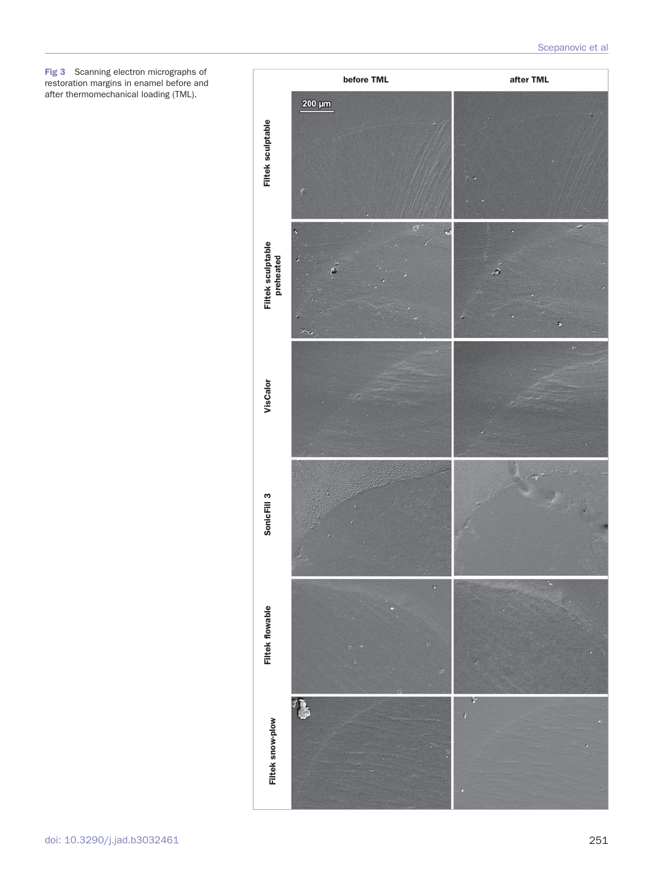**Fig 3** Scanning electron micrographs of restoration margins in enamel before and after thermomechanical loading (TML).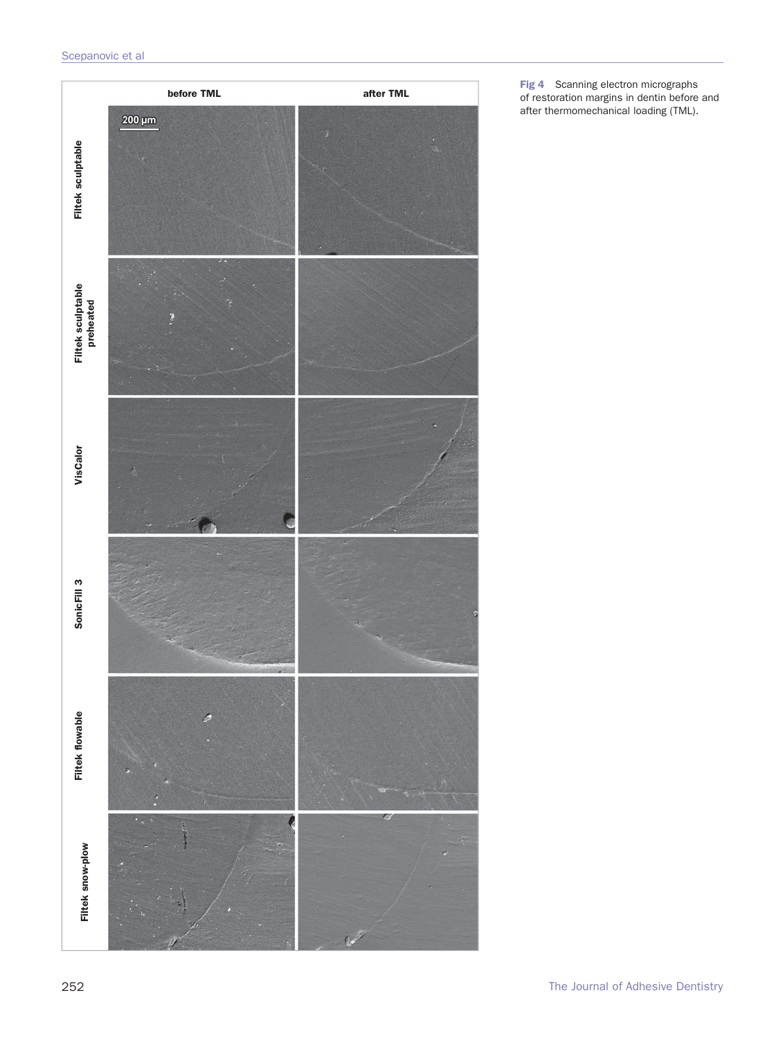| | before TML | after TML |
|---|---|---|
| Filtek sculptable | 200 µm | |
| Filtek sculptable preheated | | |
| VisCalor | | |
| SonicFill 3 | | |
| Filtek flowable | | |
| Filtek snow-plow | | |

Fig 4 Scanning electron micrographs of restoration margins in dentin before and after thermomechanical loading (TML).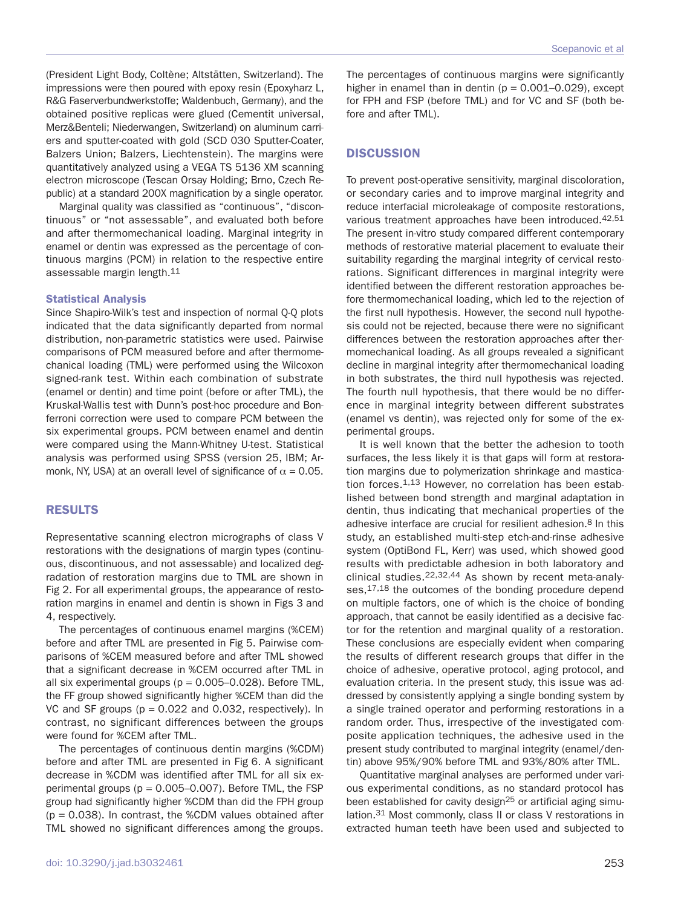(President Light Body, Coltène; Altstätten, Switzerland). The impressions were then poured with epoxy resin (Epoxyharz L, R&G Faserverbundwerkstoffe; Waldenbuch, Germany), and the obtained positive replicas were glued (Cementit universal, Merz&Benteli; Niederwangen, Switzerland) on aluminum carriers and sputter-coated with gold (SCD 030 Sputter-Coater, Balzers Union; Balzers, Liechtenstein). The margins were quantitatively analyzed using a VEGA TS 5136 XM scanning electron microscope (Tescan Orsay Holding; Brno, Czech Republic) at a standard 200X magnification by a single operator.

Marginal quality was classified as "continuous", "discontinuous" or "not assessable", and evaluated both before and after thermomechanical loading. Marginal integrity in enamel or dentin was expressed as the percentage of continuous margins (PCM) in relation to the respective entire assessable margin length.[11]

### Statistical Analysis

Since Shapiro-Wilk's test and inspection of normal Q-Q plots indicated that the data significantly departed from normal distribution, non-parametric statistics were used. Pairwise comparisons of PCM measured before and after thermomechanical loading (TML) were performed using the Wilcoxon signed-rank test. Within each combination of substrate (enamel or dentin) and time point (before or after TML), the Kruskal-Wallis test with Dunn's post-hoc procedure and Bonferroni correction were used to compare PCM between the six experimental groups. PCM between enamel and dentin were compared using the Mann-Whitney U-test. Statistical analysis was performed using SPSS (version 25, IBM; Armonk, NY, USA) at an overall level of significance of $\alpha = 0.05$.

## RESULTS

Representative scanning electron micrographs of class V restorations with the designations of margin types (continuous, discontinuous, and not assessable) and localized degradation of restoration margins due to TML are shown in Fig 2. For all experimental groups, the appearance of restoration margins in enamel and dentin is shown in Figs 3 and 4, respectively.

The percentages of continuous enamel margins (%CEM) before and after TML are presented in Fig 5. Pairwise comparisons of %CEM measured before and after TML showed that a significant decrease in %CEM occurred after TML in all six experimental groups ($p = 0.005$–$0.028$). Before TML, the FF group showed significantly higher %CEM than did the VC and SF groups ($p = 0.022$ and $0.032$, respectively). In contrast, no significant differences between the groups were found for %CEM after TML.

The percentages of continuous dentin margins (%CDM) before and after TML are presented in Fig 6. A significant decrease in %CDM was identified after TML for all six experimental groups ($p = 0.005$–$0.007$). Before TML, the FSP group had significantly higher %CDM than did the FPH group ($p = 0.038$). In contrast, the %CDM values obtained after TML showed no significant differences among the groups.

The percentages of continuous margins were significantly higher in enamel than in dentin ($p = 0.001$–$0.029$), except for FPH and FSP (before TML) and for VC and SF (both before and after TML).

## DISCUSSION

To prevent post-operative sensitivity, marginal discoloration, or secondary caries and to improve marginal integrity and reduce interfacial microleakage of composite restorations, various treatment approaches have been introduced.[42,51] The present in-vitro study compared different contemporary methods of restorative material placement to evaluate their suitability regarding the marginal integrity of cervical restorations. Significant differences in marginal integrity were identified between the different restoration approaches before thermomechanical loading, which led to the rejection of the first null hypothesis. However, the second null hypothesis could not be rejected, because there were no significant differences between the restoration approaches after thermomechanical loading. As all groups revealed a significant decline in marginal integrity after thermomechanical loading in both substrates, the third null hypothesis was rejected. The fourth null hypothesis, that there would be no difference in marginal integrity between different substrates (enamel vs dentin), was rejected only for some of the experimental groups.

It is well known that the better the adhesion to tooth surfaces, the less likely it is that gaps will form at restoration margins due to polymerization shrinkage and mastication forces.[1,13] However, no correlation has been established between bond strength and marginal adaptation in dentin, thus indicating that mechanical properties of the adhesive interface are crucial for resilient adhesion.[8] In this study, an established multi-step etch-and-rinse adhesive system (OptiBond FL, Kerr) was used, which showed good results with predictable adhesion in both laboratory and clinical studies.[22,32,44] As shown by recent meta-analyses,[17,18] the outcomes of the bonding procedure depend on multiple factors, one of which is the choice of bonding approach, that cannot be easily identified as a decisive factor for the retention and marginal quality of a restoration. These conclusions are especially evident when comparing the results of different research groups that differ in the choice of adhesive, operative protocol, aging protocol, and evaluation criteria. In the present study, this issue was addressed by consistently applying a single bonding system by a single trained operator and performing restorations in a random order. Thus, irrespective of the investigated composite application techniques, the adhesive used in the present study contributed to marginal integrity (enamel/dentin) above 95%/90% before TML and 93%/80% after TML.

Quantitative marginal analyses are performed under various experimental conditions, as no standard protocol has been established for cavity design[25] or artificial aging simulation.[31] Most commonly, class II or class V restorations in extracted human teeth have been used and subjected to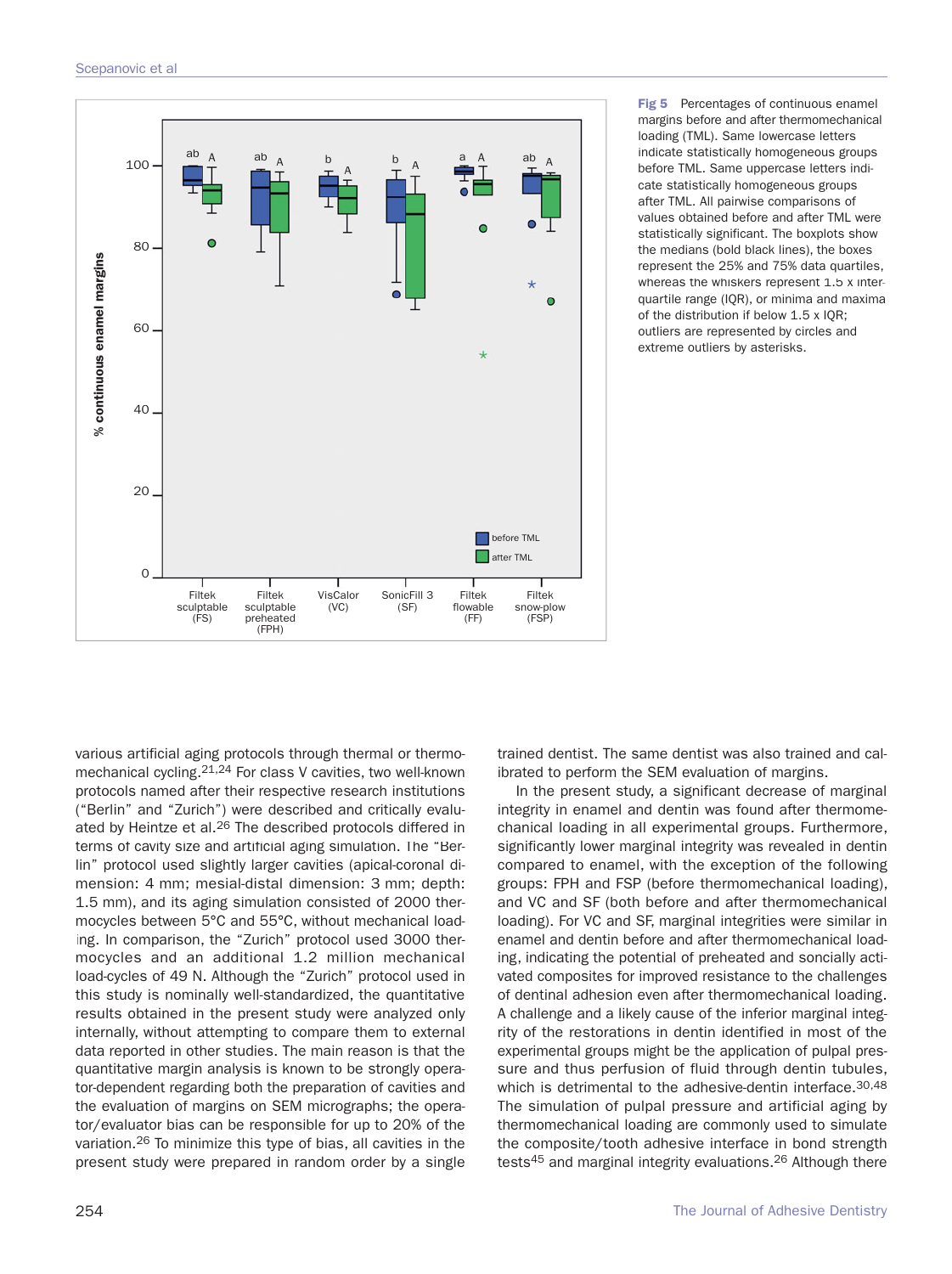Fig 5 Percentages of continuous enamel margins before and after thermomechanical loading (TML). Same lowercase letters indicate statistically homogeneous groups before TML. Same uppercase letters indicate statistically homogeneous groups after TML. All pairwise comparisons of values obtained before and after TML were statistically significant. The boxplots show the medians (bold black lines), the boxes represent the 25% and 75% data quartiles, whereas the whiskers represent 1.5 x interquartile range (IQR), or minima and maxima of the distribution if below 1.5 x IQR; outliers are represented by circles and extreme outliers by asterisks.

various artificial aging protocols through thermal or thermomechanical cycling.[21,24] For class V cavities, two well-known protocols named after their respective research institutions ("Berlin" and "Zurich") were described and critically evaluated by Heintze et al.[26] The described protocols differed in terms of cavity size and artificial aging simulation. The "Berlin" protocol used slightly larger cavities (apical-coronal dimension: 4 mm; mesial-distal dimension: 3 mm; depth: 1.5 mm), and its aging simulation consisted of 2000 thermocycles between 5°C and 55°C, without mechanical loading. In comparison, the "Zurich" protocol used 3000 thermocycles and an additional 1.2 million mechanical load-cycles of 49 N. Although the "Zurich" protocol used in this study is nominally well-standardized, the quantitative results obtained in the present study were analyzed only internally, without attempting to compare them to external data reported in other studies. The main reason is that the quantitative margin analysis is known to be strongly operator-dependent regarding both the preparation of cavities and the evaluation of margins on SEM micrographs; the operator/evaluator bias can be responsible for up to 20% of the variation.[26] To minimize this type of bias, all cavities in the present study were prepared in random order by a single trained dentist. The same dentist was also trained and calibrated to perform the SEM evaluation of margins.

In the present study, a significant decrease of marginal integrity in enamel and dentin was found after thermomechanical loading in all experimental groups. Furthermore, significantly lower marginal integrity was revealed in dentin compared to enamel, with the exception of the following groups: FPH and FSP (before thermomechanical loading), and VC and SF (both before and after thermomechanical loading). For VC and SF, marginal integrities were similar in enamel and dentin before and after thermomechanical loading, indicating the potential of preheated and sonically activated composites for improved resistance to the challenges of dentinal adhesion even after thermomechanical loading. A challenge and a likely cause of the inferior marginal integrity of the restorations in dentin identified in most of the experimental groups might be the application of pulpal pressure and thus perfusion of fluid through dentin tubules, which is detrimental to the adhesive-dentin interface.[30,48] The simulation of pulpal pressure and artificial aging by thermomechanical loading are commonly used to simulate the composite/tooth adhesive interface in bond strength tests[45] and marginal integrity evaluations.[26] Although there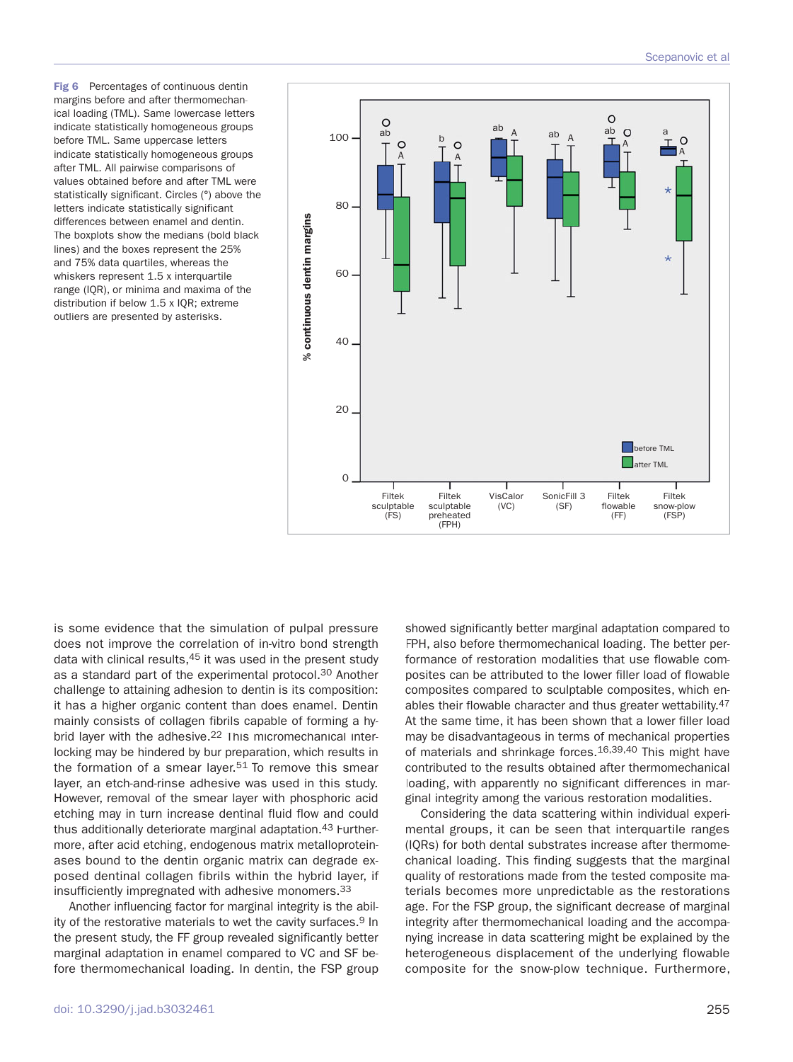**Fig 6** Percentages of continuous dentin margins before and after thermomechanical loading (TML). Same lowercase letters indicate statistically homogeneous groups before TML. Same uppercase letters indicate statistically homogeneous groups after TML. All pairwise comparisons of values obtained before and after TML were statistically significant. Circles (°) above the letters indicate statistically significant differences between enamel and dentin. The boxplots show the medians (bold black lines) and the boxes represent the 25% and 75% data quartiles, whereas the whiskers represent 1.5 x interquartile range (IQR), or minima and maxima of the distribution if below 1.5 x IQR; extreme outliers are presented by asterisks.

is some evidence that the simulation of pulpal pressure does not improve the correlation of in-vitro bond strength data with clinical results,[45] it was used in the present study as a standard part of the experimental protocol.[30] Another challenge to attaining adhesion to dentin is its composition: it has a higher organic content than does enamel. Dentin mainly consists of collagen fibrils capable of forming a hybrid layer with the adhesive.[22] This micromechanical interlocking may be hindered by bur preparation, which results in the formation of a smear layer.[51] To remove this smear layer, an etch-and-rinse adhesive was used in this study. However, removal of the smear layer with phosphoric acid etching may in turn increase dentinal fluid flow and could thus additionally deteriorate marginal adaptation.[43] Furthermore, after acid etching, endogenous matrix metalloproteinases bound to the dentin organic matrix can degrade exposed dentinal collagen fibrils within the hybrid layer, if insufficiently impregnated with adhesive monomers.[33]

Another influencing factor for marginal integrity is the ability of the restorative materials to wet the cavity surfaces.[9] In the present study, the FF group revealed significantly better marginal adaptation in enamel compared to VC and SF before thermomechanical loading. In dentin, the FSP group showed significantly better marginal adaptation compared to FPH, also before thermomechanical loading. The better performance of restoration modalities that use flowable composites can be attributed to the lower filler load of flowable composites compared to sculptable composites, which enables their flowable character and thus greater wettability.[47] At the same time, it has been shown that a lower filler load may be disadvantageous in terms of mechanical properties of materials and shrinkage forces.[16,39,40] This might have contributed to the results obtained after thermomechanical loading, with apparently no significant differences in marginal integrity among the various restoration modalities.

Considering the data scattering within individual experimental groups, it can be seen that interquartile ranges (IQRs) for both dental substrates increase after thermomechanical loading. This finding suggests that the marginal quality of restorations made from the tested composite materials becomes more unpredictable as the restorations age. For the FSP group, the significant decrease of marginal integrity after thermomechanical loading and the accompanying increase in data scattering might be explained by the heterogeneous displacement of the underlying flowable composite for the snow-plow technique. Furthermore,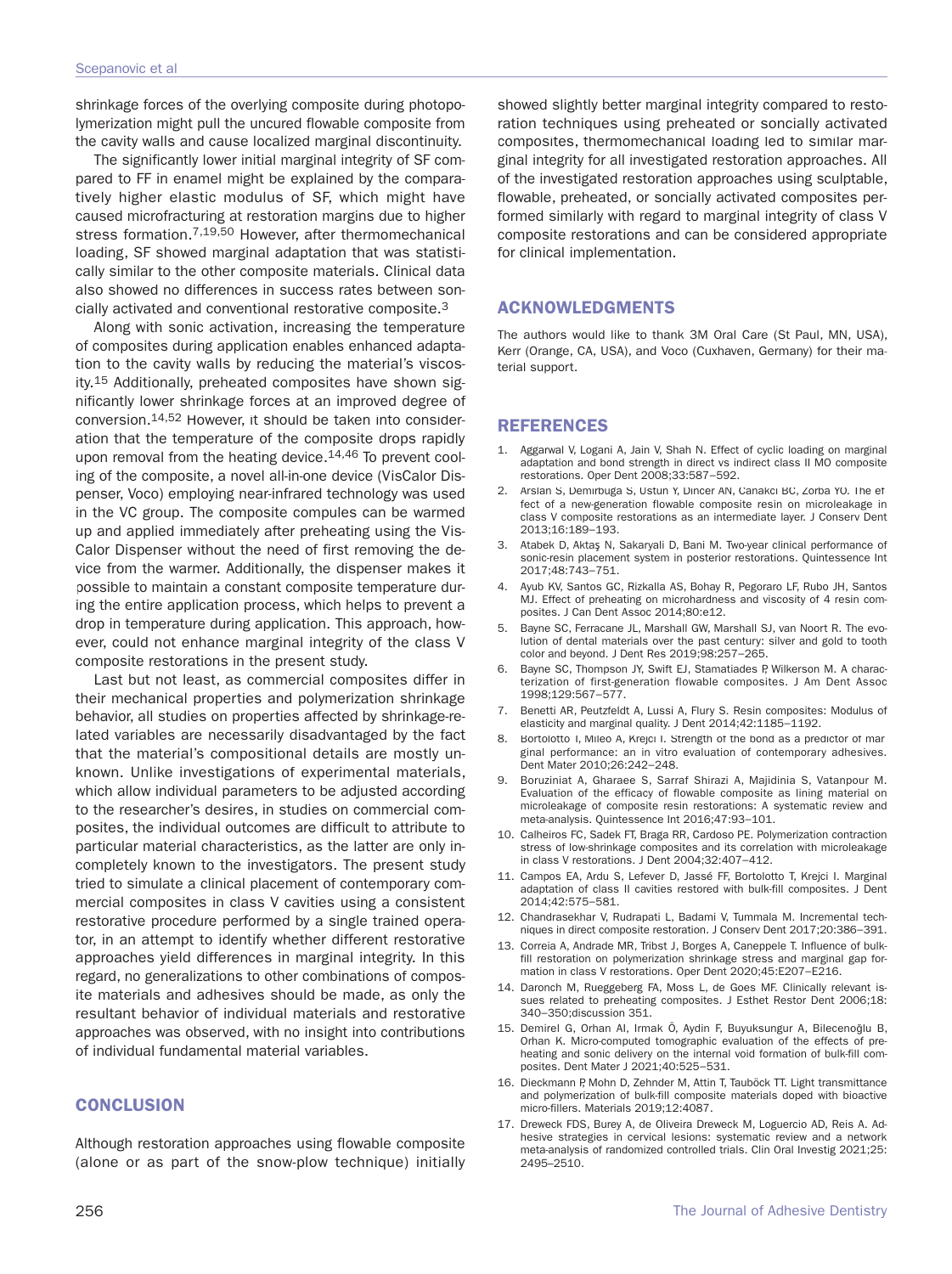shrinkage forces of the overlying composite during photopolymerization might pull the uncured flowable composite from the cavity walls and cause localized marginal discontinuity.

The significantly lower initial marginal integrity of SF compared to FF in enamel might be explained by the comparatively higher elastic modulus of SF, which might have caused microfracturing at restoration margins due to higher stress formation.[7,19,50] However, after thermomechanical loading, SF showed marginal adaptation that was statistically similar to the other composite materials. Clinical data also showed no differences in success rates between sonically activated and conventional restorative composite.[3]

Along with sonic activation, increasing the temperature of composites during application enables enhanced adaptation to the cavity walls by reducing the material's viscosity.[15] Additionally, preheated composites have shown significantly lower shrinkage forces at an improved degree of conversion.[14,52] However, it should be taken into consideration that the temperature of the composite drops rapidly upon removal from the heating device.[14,46] To prevent cooling of the composite, a novel all-in-one device (VisCalor Dispenser, Voco) employing near-infrared technology was used in the VC group. The composite compules can be warmed up and applied immediately after preheating using the VisCalor Dispenser without the need of first removing the device from the warmer. Additionally, the dispenser makes it possible to maintain a constant composite temperature during the entire application process, which helps to prevent a drop in temperature during application. This approach, however, could not enhance marginal integrity of the class V composite restorations in the present study.

Last but not least, as commercial composites differ in their mechanical properties and polymerization shrinkage behavior, all studies on properties affected by shrinkage-related variables are necessarily disadvantaged by the fact that the material's compositional details are mostly unknown. Unlike investigations of experimental materials, which allow individual parameters to be adjusted according to the researcher's desires, in studies on commercial composites, the individual outcomes are difficult to attribute to particular material characteristics, as the latter are only incompletely known to the investigators. The present study tried to simulate a clinical placement of contemporary commercial composites in class V cavities using a consistent restorative procedure performed by a single trained operator, in an attempt to identify whether different restorative approaches yield differences in marginal integrity. In this regard, no generalizations to other combinations of composite materials and adhesives should be made, as only the resultant behavior of individual materials and restorative approaches was observed, with no insight into contributions of individual fundamental material variables.

## CONCLUSION

Although restoration approaches using flowable composite (alone or as part of the snow-plow technique) initially showed slightly better marginal integrity compared to restoration techniques using preheated or sonically activated composites, thermomechanical loading led to similar marginal integrity for all investigated restoration approaches. All of the investigated restoration approaches using sculptable, flowable, preheated, or sonically activated composites performed similarly with regard to marginal integrity of class V composite restorations and can be considered appropriate for clinical implementation.

## ACKNOWLEDGMENTS

The authors would like to thank 3M Oral Care (St Paul, MN, USA), Kerr (Orange, CA, USA), and Voco (Cuxhaven, Germany) for their material support.

## REFERENCES

1. Aggarwal V, Logani A, Jain V, Shah N. Effect of cyclic loading on marginal adaptation and bond strength in direct vs indirect class II MO composite restorations. Oper Dent 2008;33:587–592.
2. Arslan S, Demirbuga S, Ustun Y, Dincer AN, Canakci BC, Zorba YO. The effect of a new-generation flowable composite resin on microleakage in class V composite restorations as an intermediate layer. J Conserv Dent 2013;16:189–193.
3. Atabek D, Aktaş N, Sakaryali D, Bani M. Two-year clinical performance of sonic-resin placement system in posterior restorations. Quintessence Int 2017;48:743–751.
4. Ayub KV, Santos GC, Rizkalla AS, Bohay R, Pegoraro LF, Rubo JH, Santos MJ. Effect of preheating on microhardness and viscosity of 4 resin composites. J Can Dent Assoc 2014;80:e12.
5. Bayne SC, Ferracane JL, Marshall GW, Marshall SJ, van Noort R. The evolution of dental materials over the past century: silver and gold to tooth color and beyond. J Dent Res 2019;98:257–265.
6. Bayne SC, Thompson JY, Swift EJ, Stamatiades P, Wilkerson M. A characterization of first-generation flowable composites. J Am Dent Assoc 1998;129:567–577.
7. Benetti AR, Peutzfeldt A, Lussi A, Flury S. Resin composites: Modulus of elasticity and marginal quality. J Dent 2014;42:1185–1192.
8. Bortolotto T, Mileo A, Krejci I. Strength of the bond as a predictor of marginal performance: an in vitro evaluation of contemporary adhesives. Dent Mater 2010;26:242–248.
9. Boruziniat A, Gharaee S, Sarraf Shirazi A, Majidinia S, Vatanpour M. Evaluation of the efficacy of flowable composite as lining material on microleakage of composite resin restorations: A systematic review and meta-analysis. Quintessence Int 2016;47:93–101.
10. Calheiros FC, Sadek FT, Braga RR, Cardoso PE. Polymerization contraction stress of low-shrinkage composites and its correlation with microleakage in class V restorations. J Dent 2004;32:407–412.
11. Campos EA, Ardu S, Lefever D, Jassé FF, Bortolotto T, Krejci I. Marginal adaptation of class II cavities restored with bulk-fill composites. J Dent 2014;42:575–581.
12. Chandrasekhar V, Rudrapati L, Badami V, Tummala M. Incremental techniques in direct composite restoration. J Conserv Dent 2017;20:386–391.
13. Correia A, Andrade MR, Tribst J, Borges A, Caneppele T. Influence of bulk-fill restoration on polymerization shrinkage stress and marginal gap formation in class V restorations. Oper Dent 2020;45:E207–E216.
14. Daronch M, Rueggeberg FA, Moss L, de Goes MF. Clinically relevant issues related to preheating composites. J Esthet Restor Dent 2006;18:340–350;discussion 351.
15. Demirel G, Orhan AI, Irmak Ö, Aydin F, Buyuksungur A, Bilecenoğlu B, Orhan K. Micro-computed tomographic evaluation of the effects of preheating and sonic delivery on the internal void formation of bulk-fill composites. Dent Mater J 2021;40:525–531.
16. Dieckmann P, Mohn D, Zehnder M, Attin T, Tauböck TT. Light transmittance and polymerization of bulk-fill composite materials doped with bioactive micro-fillers. Materials 2019;12:4087.
17. Dreweck FDS, Burey A, de Oliveira Dreweck M, Loguercio AD, Reis A. Adhesive strategies in cervical lesions: systematic review and a network meta-analysis of randomized controlled trials. Clin Oral Investig 2021;25:2495–2510.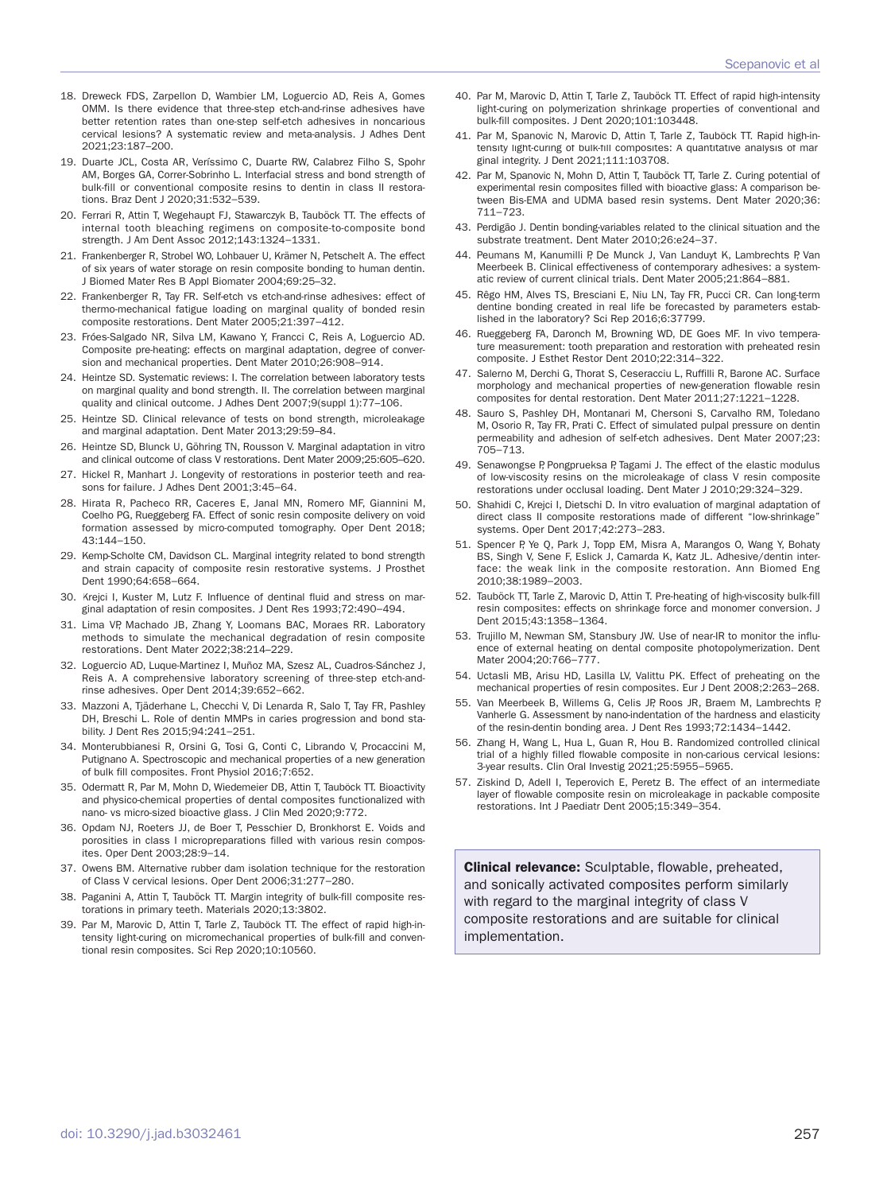18. Dreweck FDS, Zarpellon D, Wambier LM, Loguercio AD, Reis A, Gomes OMM. Is there evidence that three-step etch-and-rinse adhesives have better retention rates than one-step self-etch adhesives in noncarious cervical lesions? A systematic review and meta-analysis. J Adhes Dent 2021;23:187–200.
19. Duarte JCL, Costa AR, Veríssimo C, Duarte RW, Calabrez Filho S, Spohr AM, Borges GA, Correr-Sobrinho L. Interfacial stress and bond strength of bulk-fill or conventional composite resins to dentin in class II restorations. Braz Dent J 2020;31:532–539.
20. Ferrari R, Attin T, Wegehaupt FJ, Stawarczyk B, Tauböck TT. The effects of internal tooth bleaching regimens on composite-to-composite bond strength. J Am Dent Assoc 2012;143:1324–1331.
21. Frankenberger R, Strobel WO, Lohbauer U, Krämer N, Petschelt A. The effect of six years of water storage on resin composite bonding to human dentin. J Biomed Mater Res B Appl Biomater 2004;69:25–32.
22. Frankenberger R, Tay FR. Self-etch vs etch-and-rinse adhesives: effect of thermo-mechanical fatigue loading on marginal quality of bonded resin composite restorations. Dent Mater 2005;21:397–412.
23. Fróes-Salgado NR, Silva LM, Kawano Y, Francci C, Reis A, Loguercio AD. Composite pre-heating: effects on marginal adaptation, degree of conversion and mechanical properties. Dent Mater 2010;26:908–914.
24. Heintze SD. Systematic reviews: I. The correlation between laboratory tests on marginal quality and bond strength. II. The correlation between marginal quality and clinical outcome. J Adhes Dent 2007;9(suppl 1):77–106.
25. Heintze SD. Clinical relevance of tests on bond strength, microleakage and marginal adaptation. Dent Mater 2013;29:59–84.
26. Heintze SD, Blunck U, Göhring TN, Rousson V. Marginal adaptation in vitro and clinical outcome of class V restorations. Dent Mater 2009;25:605–620.
27. Hickel R, Manhart J. Longevity of restorations in posterior teeth and reasons for failure. J Adhes Dent 2001;3:45–64.
28. Hirata R, Pacheco RR, Caceres E, Janal MN, Romero MF, Giannini M, Coelho PG, Rueggeberg FA. Effect of sonic resin composite delivery on void formation assessed by micro-computed tomography. Oper Dent 2018; 43:144–150.
29. Kemp-Scholte CM, Davidson CL. Marginal integrity related to bond strength and strain capacity of composite resin restorative systems. J Prosthet Dent 1990;64:658–664.
30. Krejci I, Kuster M, Lutz F. Influence of dentinal fluid and stress on marginal adaptation of resin composites. J Dent Res 1993;72:490–494.
31. Lima VP, Machado JB, Zhang Y, Loomans BAC, Moraes RR. Laboratory methods to simulate the mechanical degradation of resin composite restorations. Dent Mater 2022;38:214–229.
32. Loguercio AD, Luque-Martinez I, Muñoz MA, Szesz AL, Cuadros-Sánchez J, Reis A. A comprehensive laboratory screening of three-step etch-and-rinse adhesives. Oper Dent 2014;39:652–662.
33. Mazzoni A, Tjäderhane L, Checchi V, Di Lenarda R, Salo T, Tay FR, Pashley DH, Breschi L. Role of dentin MMPs in caries progression and bond stability. J Dent Res 2015;94:241–251.
34. Monterubbianesi R, Orsini G, Tosi G, Conti C, Librando V, Procaccini M, Putignano A. Spectroscopic and mechanical properties of a new generation of bulk fill composites. Front Physiol 2016;7:652.
35. Odermatt R, Par M, Mohn D, Wiedemeier DB, Attin T, Tauböck TT. Bioactivity and physico-chemical properties of dental composites functionalized with nano- vs micro-sized bioactive glass. J Clin Med 2020;9:772.
36. Opdam NJ, Roeters JJ, de Boer T, Pesschier D, Bronkhorst E. Voids and porosities in class I micropreparations filled with various resin composites. Oper Dent 2003;28:9–14.
37. Owens BM. Alternative rubber dam isolation technique for the restoration of Class V cervical lesions. Oper Dent 2006;31:277–280.
38. Paganini A, Attin T, Tauböck TT. Margin integrity of bulk-fill composite restorations in primary teeth. Materials 2020;13:3802.
39. Par M, Marovic D, Attin T, Tarle Z, Tauböck TT. The effect of rapid high-intensity light-curing on micromechanical properties of bulk-fill and conventional resin composites. Sci Rep 2020;10:10560.
40. Par M, Marovic D, Attin T, Tarle Z, Tauböck TT. Effect of rapid high-intensity light-curing on polymerization shrinkage properties of conventional and bulk-fill composites. J Dent 2020;101:103448.
41. Par M, Spanovic N, Marovic D, Attin T, Tarle Z, Tauböck TT. Rapid high-intensity light-curing of bulk-fill composites: A quantitative analysis of marginal integrity. J Dent 2021;111:103708.
42. Par M, Spanovic N, Mohn D, Attin T, Tauböck TT, Tarle Z. Curing potential of experimental resin composites filled with bioactive glass: A comparison between Bis-EMA and UDMA based resin systems. Dent Mater 2020;36: 711–723.
43. Perdigão J. Dentin bonding-variables related to the clinical situation and the substrate treatment. Dent Mater 2010;26:e24–37.
44. Peumans M, Kanumilli P, De Munck J, Van Landuyt K, Lambrechts P, Van Meerbeek B. Clinical effectiveness of contemporary adhesives: a systematic review of current clinical trials. Dent Mater 2005;21:864–881.
45. Rêgo HM, Alves TS, Bresciani E, Niu LN, Tay FR, Pucci CR. Can long-term dentine bonding created in real life be forecasted by parameters established in the laboratory? Sci Rep 2016;6:37799.
46. Rueggeberg FA, Daronch M, Browning WD, DE Goes MF. In vivo temperature measurement: tooth preparation and restoration with preheated resin composite. J Esthet Restor Dent 2010;22:314–322.
47. Salerno M, Derchi G, Thorat S, Ceseracciu L, Ruffilli R, Barone AC. Surface morphology and mechanical properties of new-generation flowable resin composites for dental restoration. Dent Mater 2011;27:1221–1228.
48. Sauro S, Pashley DH, Montanari M, Chersoni S, Carvalho RM, Toledano M, Osorio R, Tay FR, Prati C. Effect of simulated pulpal pressure on dentin permeability and adhesion of self-etch adhesives. Dent Mater 2007;23: 705–713.
49. Senawongse P, Pongprueksa P, Tagami J. The effect of the elastic modulus of low-viscosity resins on the microleakage of class V resin composite restorations under occlusal loading. Dent Mater J 2010;29:324–329.
50. Shahidi C, Krejci I, Dietschi D. In vitro evaluation of marginal adaptation of direct class II composite restorations made of different "low-shrinkage" systems. Oper Dent 2017;42:273–283.
51. Spencer P, Ye Q, Park J, Topp EM, Misra A, Marangos O, Wang Y, Bohaty BS, Singh V, Sene F, Eslick J, Camarda K, Katz JL. Adhesive/dentin interface: the weak link in the composite restoration. Ann Biomed Eng 2010;38:1989–2003.
52. Tauböck TT, Tarle Z, Marovic D, Attin T. Pre-heating of high-viscosity bulk-fill resin composites: effects on shrinkage force and monomer conversion. J Dent 2015;43:1358–1364.
53. Trujillo M, Newman SM, Stansbury JW. Use of near-IR to monitor the influence of external heating on dental composite photopolymerization. Dent Mater 2004;20:766–777.
54. Uctasli MB, Arisu HD, Lasilla LV, Valittu PK. Effect of preheating on the mechanical properties of resin composites. Eur J Dent 2008;2:263–268.
55. Van Meerbeek B, Willems G, Celis JP, Roos JR, Braem M, Lambrechts P, Vanherle G. Assessment by nano-indentation of the hardness and elasticity of the resin-dentin bonding area. J Dent Res 1993;72:1434–1442.
56. Zhang H, Wang L, Hua L, Guan R, Hou B. Randomized controlled clinical trial of a highly filled flowable composite in non-carious cervical lesions: 3-year results. Clin Oral Investig 2021;25:5955–5965.
57. Ziskind D, Adell I, Teperovich E, Peretz B. The effect of an intermediate layer of flowable composite resin on microleakage in packable composite restorations. Int J Paediatr Dent 2005;15:349–354.

**Clinical relevance:** Sculptable, flowable, preheated, and sonically activated composites perform similarly with regard to the marginal integrity of class V composite restorations and are suitable for clinical implementation.